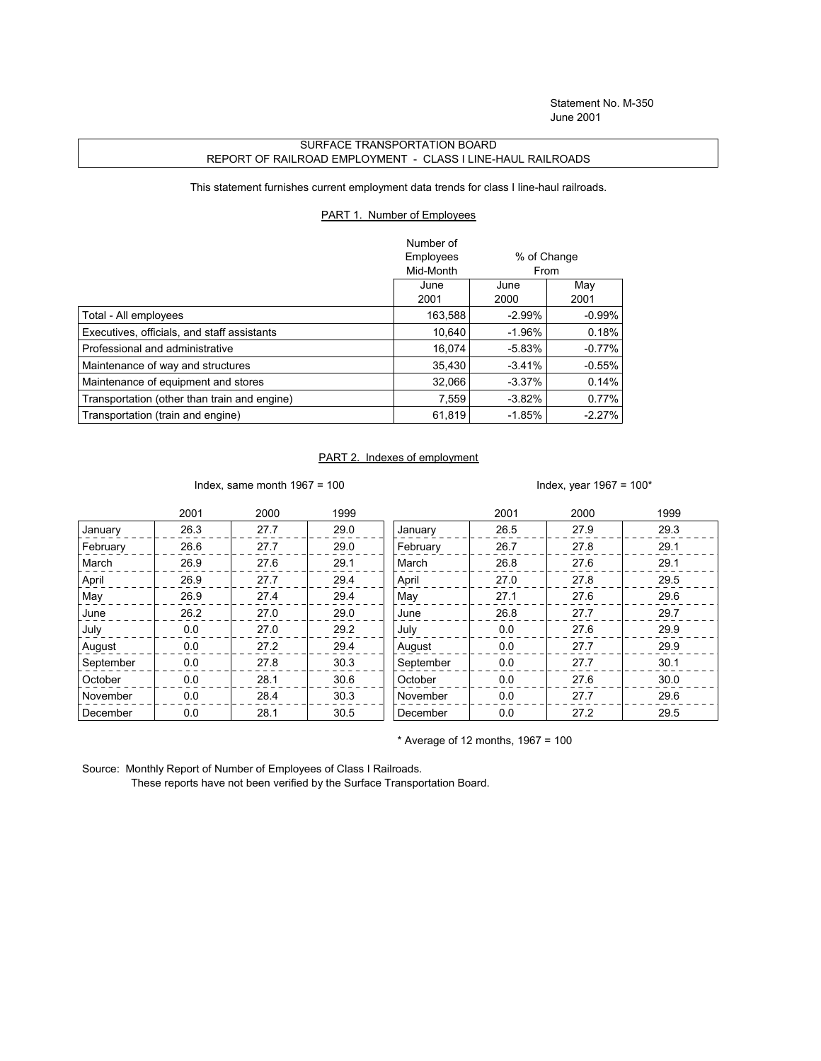Statement No. M-350
June 2001

# SURFACE TRANSPORTATION BOARD
## REPORT OF RAILROAD EMPLOYMENT - CLASS I LINE-HAUL RAILROADS

This statement furnishes current employment data trends for class I line-haul railroads.

### PART 1. Number of Employees

| | Number of Employees Mid-Month | % of Change From | |
|---|---|---|---|
| | June 2001 | June 2000 | May 2001 |
| Total - All employees | 163,588 | -2.99% | -0.99% |
| Executives, officials, and staff assistants | 10,640 | -1.96% | 0.18% |
| Professional and administrative | 16,074 | -5.83% | -0.77% |
| Maintenance of way and structures | 35,430 | -3.41% | -0.55% |
| Maintenance of equipment and stores | 32,066 | -3.37% | 0.14% |
| Transportation (other than train and engine) | 7,559 | -3.82% | 0.77% |
| Transportation (train and engine) | 61,819 | -1.85% | -2.27% |

### PART 2. Indexes of employment

Index, same month 1967 = 100

| | 2001 | 2000 | 1999 |
|---|---|---|---|
| January | 26.3 | 27.7 | 29.0 |
| February | 26.6 | 27.7 | 29.0 |
| March | 26.9 | 27.6 | 29.1 |
| April | 26.9 | 27.7 | 29.4 |
| May | 26.9 | 27.4 | 29.4 |
| June | 26.2 | 27.0 | 29.0 |
| July | 0.0 | 27.0 | 29.2 |
| August | 0.0 | 27.2 | 29.4 |
| September | 0.0 | 27.8 | 30.3 |
| October | 0.0 | 28.1 | 30.6 |
| November | 0.0 | 28.4 | 30.3 |
| December | 0.0 | 28.1 | 30.5 |

Index, year 1967 = 100*

| | 2001 | 2000 | 1999 |
|---|---|---|---|
| January | 26.5 | 27.9 | 29.3 |
| February | 26.7 | 27.8 | 29.1 |
| March | 26.8 | 27.6 | 29.1 |
| April | 27.0 | 27.8 | 29.5 |
| May | 27.1 | 27.6 | 29.6 |
| June | 26.8 | 27.7 | 29.7 |
| July | 0.0 | 27.6 | 29.9 |
| August | 0.0 | 27.7 | 29.9 |
| September | 0.0 | 27.7 | 30.1 |
| October | 0.0 | 27.6 | 30.0 |
| November | 0.0 | 27.7 | 29.6 |
| December | 0.0 | 27.2 | 29.5 |

* Average of 12 months, 1967 = 100

Source: Monthly Report of Number of Employees of Class I Railroads.
These reports have not been verified by the Surface Transportation Board.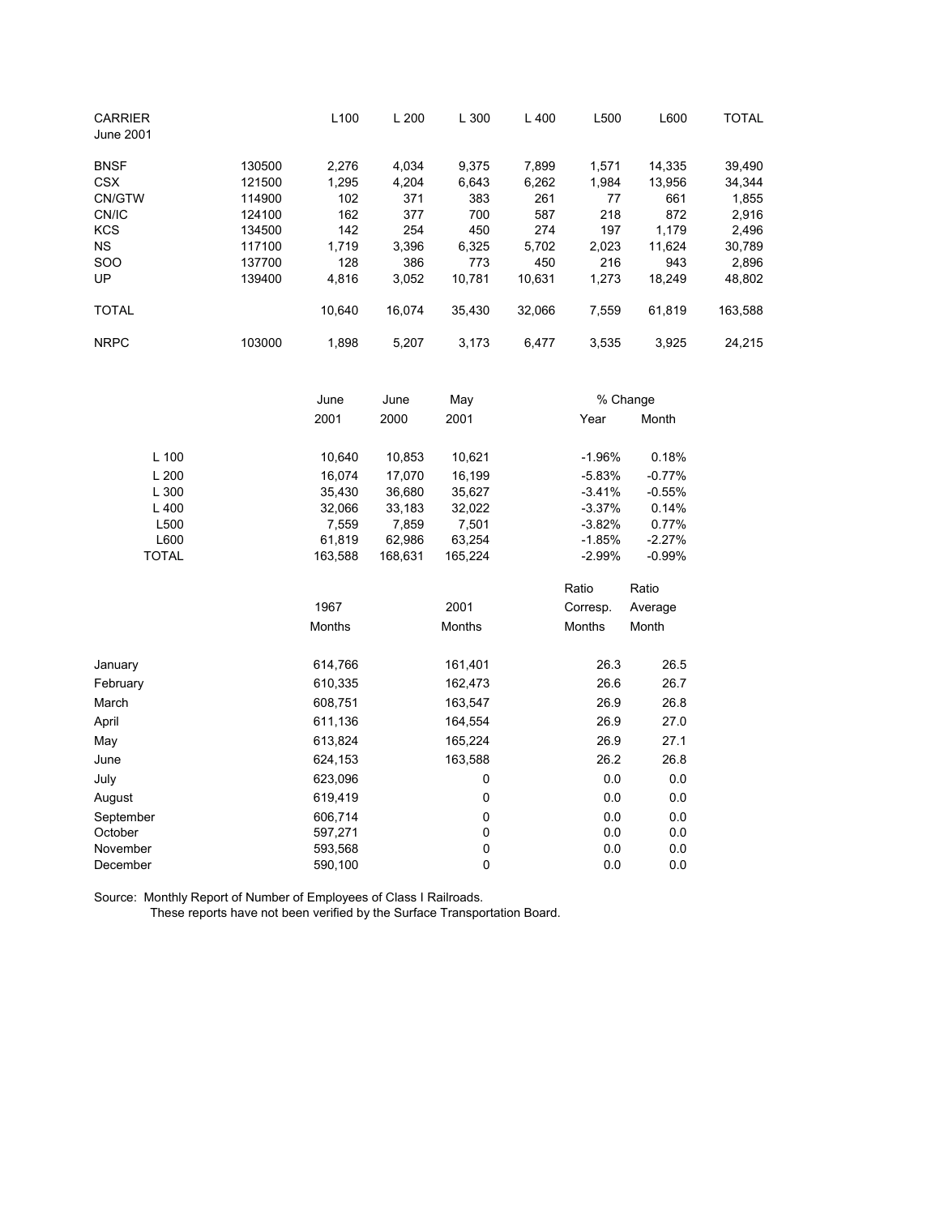| CARRIER June 2001 | | L100 | L 200 | L 300 | L 400 | L500 | L600 | TOTAL |
|---|---|---|---|---|---|---|---|---|
| BNSF | 130500 | 2,276 | 4,034 | 9,375 | 7,899 | 1,571 | 14,335 | 39,490 |
| CSX | 121500 | 1,295 | 4,204 | 6,643 | 6,262 | 1,984 | 13,956 | 34,344 |
| CN/GTW | 114900 | 102 | 371 | 383 | 261 | 77 | 661 | 1,855 |
| CN/IC | 124100 | 162 | 377 | 700 | 587 | 218 | 872 | 2,916 |
| KCS | 134500 | 142 | 254 | 450 | 274 | 197 | 1,179 | 2,496 |
| NS | 117100 | 1,719 | 3,396 | 6,325 | 5,702 | 2,023 | 11,624 | 30,789 |
| SOO | 137700 | 128 | 386 | 773 | 450 | 216 | 943 | 2,896 |
| UP | 139400 | 4,816 | 3,052 | 10,781 | 10,631 | 1,273 | 18,249 | 48,802 |
| TOTAL | | 10,640 | 16,074 | 35,430 | 32,066 | 7,559 | 61,819 | 163,588 |
| NRPC | 103000 | 1,898 | 5,207 | 3,173 | 6,477 | 3,535 | 3,925 | 24,215 |

| | June 2001 | June 2000 | May 2001 | % Change Year | % Change Month |
|---|---|---|---|---|---|
| L 100 | 10,640 | 10,853 | 10,621 | -1.96% | 0.18% |
| L 200 | 16,074 | 17,070 | 16,199 | -5.83% | -0.77% |
| L 300 | 35,430 | 36,680 | 35,627 | -3.41% | -0.55% |
| L 400 | 32,066 | 33,183 | 32,022 | -3.37% | 0.14% |
| L500 | 7,559 | 7,859 | 7,501 | -3.82% | 0.77% |
| L600 | 61,819 | 62,986 | 63,254 | -1.85% | -2.27% |
| TOTAL | 163,588 | 168,631 | 165,224 | -2.99% | -0.99% |

| | 1967 Months | 2001 Months | Ratio Corresp. Months | Ratio Average Month |
|---|---|---|---|---|
| January | 614,766 | 161,401 | 26.3 | 26.5 |
| February | 610,335 | 162,473 | 26.6 | 26.7 |
| March | 608,751 | 163,547 | 26.9 | 26.8 |
| April | 611,136 | 164,554 | 26.9 | 27.0 |
| May | 613,824 | 165,224 | 26.9 | 27.1 |
| June | 624,153 | 163,588 | 26.2 | 26.8 |
| July | 623,096 | 0 | 0.0 | 0.0 |
| August | 619,419 | 0 | 0.0 | 0.0 |
| September | 606,714 | 0 | 0.0 | 0.0 |
| October | 597,271 | 0 | 0.0 | 0.0 |
| November | 593,568 | 0 | 0.0 | 0.0 |
| December | 590,100 | 0 | 0.0 | 0.0 |

Source: Monthly Report of Number of Employees of Class I Railroads.
These reports have not been verified by the Surface Transportation Board.